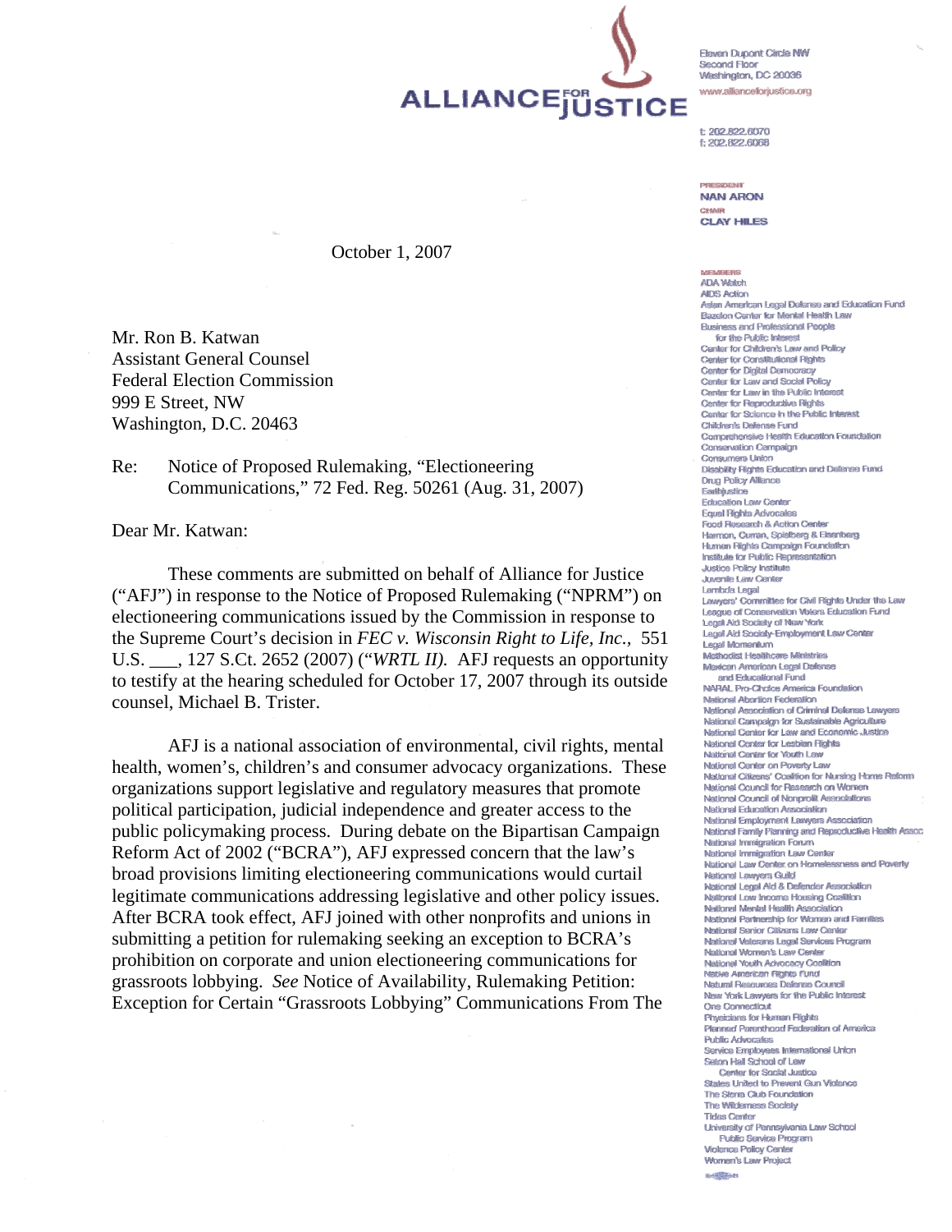ALLIANCE FOR JUSTICE

Eleven Dupont Circle NW
Second Floor
Washington, DC 20036
www.allianceforjustice.org

t: 202.822.6070
f: 202.822.6068

PRESIDENT
NAN ARON
CHAIR
CLAY HILES

MEMBERS
ADA Watch
AIDS Action
Asian American Legal Defense and Education Fund
Bazelon Center for Mental Health Law
Business and Professional People
for the Public Interest
Center for Children's Law and Policy
Center for Constitutional Rights
Center for Digital Democracy
Center for Law and Social Policy
Center for Law in the Public Interest
Center for Reproductive Rights
Center for Science in the Public Interest
Children's Defense Fund
Comprehensive Health Education Foundation
Conservation Campaign
Consumers Union
Disability Rights Education and Defense Fund
Drug Policy Alliance
Earthjustice
Education Law Center
Equal Rights Advocates
Food Research & Action Center
Harmon, Curran, Spielberg & Eisenberg
Human Rights Campaign Foundation
Institute for Public Representation
Justice Policy Institute
Juvenile Law Center
Lambda Legal
Lawyers' Committee for Civil Rights Under the Law
League of Conservation Voters Education Fund
Legal Aid Society of New York
Legal Aid Society-Employment Law Center
Legal Momentum
Methodist Healthcare Ministries
Mexican American Legal Defense
and Educational Fund
NARAL Pro-Choice America Foundation
National Abortion Federation
National Association of Criminal Defense Lawyers
National Campaign for Sustainable Agriculture
National Center for Law and Economic Justice
National Center for Lesbian Rights
National Center for Youth Law
National Center on Poverty Law
National Citizens' Coalition for Nursing Home Reform
National Council for Research on Women
National Council of Nonprofit Associations
National Education Association
National Employment Lawyers Association
National Family Planning and Reproductive Health Assoc
National Immigration Forum
National Immigration Law Center
National Law Center on Homelessness and Poverty
National Lawyers Guild
National Legal Aid & Defender Association
National Low Income Housing Coalition
National Mental Health Association
National Partnership for Women and Families
National Senior Citizens Law Center
National Veterans Legal Services Program
National Women's Law Center
National Youth Advocacy Coalition
Native American Rights Fund
Natural Resources Defense Council
New York Lawyers for the Public Interest
One Connecticut
Physicians for Human Rights
Planned Parenthood Federation of America
Public Advocates
Service Employees International Union
Seton Hall School of Law
Center for Social Justice
States United to Prevent Gun Violence
The Sierra Club Foundation
The Wilderness Society
Tides Center
University of Pennsylvania Law School
Public Service Program
Violence Policy Center
Women's Law Project

October 1, 2007

Mr. Ron B. Katwan
Assistant General Counsel
Federal Election Commission
999 E Street, NW
Washington, D.C. 20463

Re: Notice of Proposed Rulemaking, "Electioneering Communications," 72 Fed. Reg. 50261 (Aug. 31, 2007)

Dear Mr. Katwan:

These comments are submitted on behalf of Alliance for Justice ("AFJ") in response to the Notice of Proposed Rulemaking ("NPRM") on electioneering communications issued by the Commission in response to the Supreme Court's decision in *FEC v. Wisconsin Right to Life, Inc.,* 551 U.S. ___, 127 S.Ct. 2652 (2007) ("*WRTL II).* AFJ requests an opportunity to testify at the hearing scheduled for October 17, 2007 through its outside counsel, Michael B. Trister.

AFJ is a national association of environmental, civil rights, mental health, women's, children's and consumer advocacy organizations. These organizations support legislative and regulatory measures that promote political participation, judicial independence and greater access to the public policymaking process. During debate on the Bipartisan Campaign Reform Act of 2002 ("BCRA"), AFJ expressed concern that the law's broad provisions limiting electioneering communications would curtail legitimate communications addressing legislative and other policy issues. After BCRA took effect, AFJ joined with other nonprofits and unions in submitting a petition for rulemaking seeking an exception to BCRA's prohibition on corporate and union electioneering communications for grassroots lobbying. *See* Notice of Availability, Rulemaking Petition: Exception for Certain "Grassroots Lobbying" Communications From The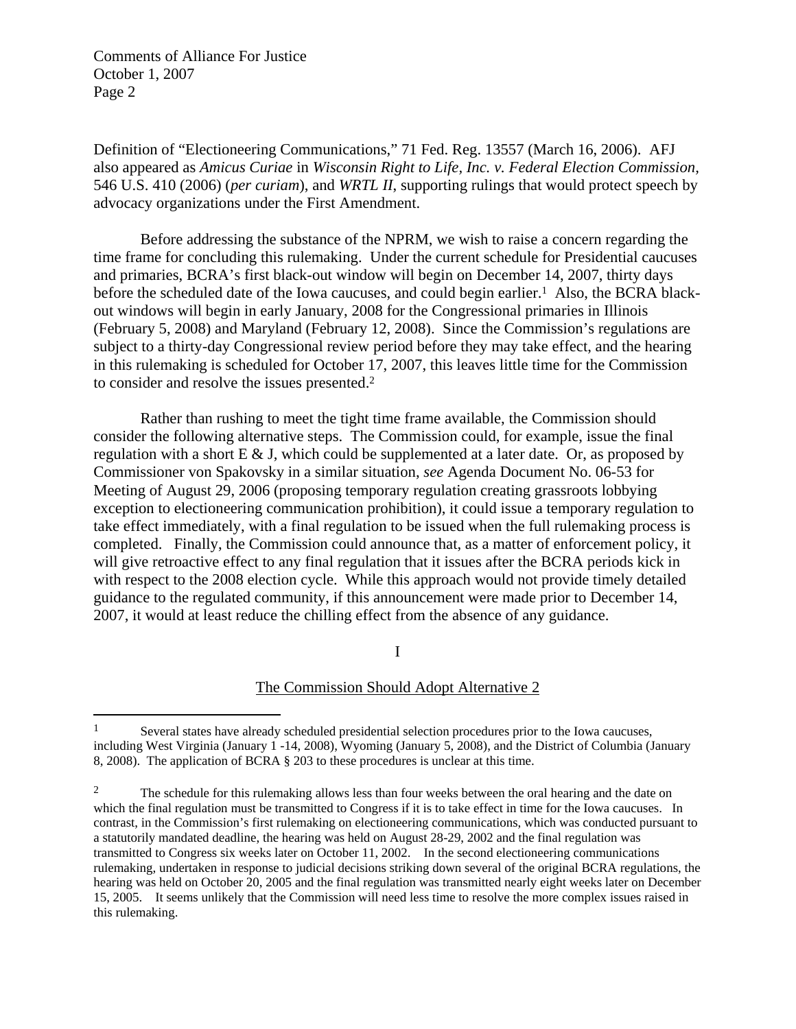Definition of "Electioneering Communications," 71 Fed. Reg. 13557 (March 16, 2006). AFJ also appeared as *Amicus Curiae* in *Wisconsin Right to Life, Inc. v. Federal Election Commission*, 546 U.S. 410 (2006) (*per curiam*), and *WRTL II*, supporting rulings that would protect speech by advocacy organizations under the First Amendment.

Before addressing the substance of the NPRM, we wish to raise a concern regarding the time frame for concluding this rulemaking. Under the current schedule for Presidential caucuses and primaries, BCRA's first black-out window will begin on December 14, 2007, thirty days before the scheduled date of the Iowa caucuses, and could begin earlier.[1] Also, the BCRA black-out windows will begin in early January, 2008 for the Congressional primaries in Illinois (February 5, 2008) and Maryland (February 12, 2008). Since the Commission's regulations are subject to a thirty-day Congressional review period before they may take effect, and the hearing in this rulemaking is scheduled for October 17, 2007, this leaves little time for the Commission to consider and resolve the issues presented.[2]

Rather than rushing to meet the tight time frame available, the Commission should consider the following alternative steps. The Commission could, for example, issue the final regulation with a short E & J, which could be supplemented at a later date. Or, as proposed by Commissioner von Spakovsky in a similar situation, *see* Agenda Document No. 06-53 for Meeting of August 29, 2006 (proposing temporary regulation creating grassroots lobbying exception to electioneering communication prohibition), it could issue a temporary regulation to take effect immediately, with a final regulation to be issued when the full rulemaking process is completed. Finally, the Commission could announce that, as a matter of enforcement policy, it will give retroactive effect to any final regulation that it issues after the BCRA periods kick in with respect to the 2008 election cycle. While this approach would not provide timely detailed guidance to the regulated community, if this announcement were made prior to December 14, 2007, it would at least reduce the chilling effect from the absence of any guidance.

## I

## The Commission Should Adopt Alternative 2

---

[1] Several states have already scheduled presidential selection procedures prior to the Iowa caucuses, including West Virginia (January 1 -14, 2008), Wyoming (January 5, 2008), and the District of Columbia (January 8, 2008). The application of BCRA § 203 to these procedures is unclear at this time.

[2] The schedule for this rulemaking allows less than four weeks between the oral hearing and the date on which the final regulation must be transmitted to Congress if it is to take effect in time for the Iowa caucuses. In contrast, in the Commission's first rulemaking on electioneering communications, which was conducted pursuant to a statutorily mandated deadline, the hearing was held on August 28-29, 2002 and the final regulation was transmitted to Congress six weeks later on October 11, 2002. In the second electioneering communications rulemaking, undertaken in response to judicial decisions striking down several of the original BCRA regulations, the hearing was held on October 20, 2005 and the final regulation was transmitted nearly eight weeks later on December 15, 2005. It seems unlikely that the Commission will need less time to resolve the more complex issues raised in this rulemaking.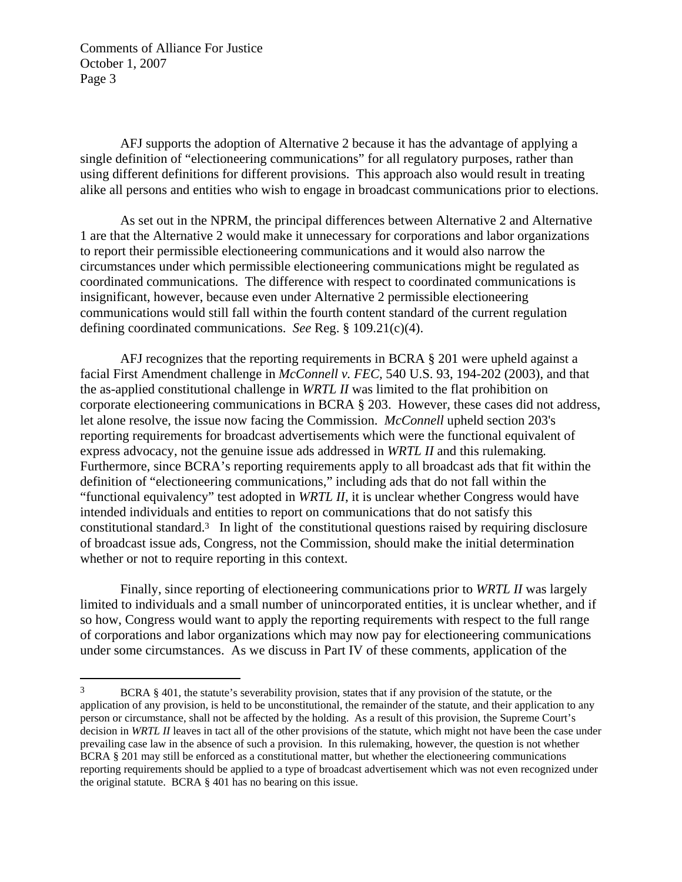AFJ supports the adoption of Alternative 2 because it has the advantage of applying a single definition of "electioneering communications" for all regulatory purposes, rather than using different definitions for different provisions. This approach also would result in treating alike all persons and entities who wish to engage in broadcast communications prior to elections.

As set out in the NPRM, the principal differences between Alternative 2 and Alternative 1 are that the Alternative 2 would make it unnecessary for corporations and labor organizations to report their permissible electioneering communications and it would also narrow the circumstances under which permissible electioneering communications might be regulated as coordinated communications. The difference with respect to coordinated communications is insignificant, however, because even under Alternative 2 permissible electioneering communications would still fall within the fourth content standard of the current regulation defining coordinated communications. *See* Reg. § 109.21(c)(4).

AFJ recognizes that the reporting requirements in BCRA § 201 were upheld against a facial First Amendment challenge in *McConnell v. FEC*, 540 U.S. 93, 194-202 (2003), and that the as-applied constitutional challenge in *WRTL II* was limited to the flat prohibition on corporate electioneering communications in BCRA § 203. However, these cases did not address, let alone resolve, the issue now facing the Commission. *McConnell* upheld section 203's reporting requirements for broadcast advertisements which were the functional equivalent of express advocacy, not the genuine issue ads addressed in *WRTL II* and this rulemaking. Furthermore, since BCRA's reporting requirements apply to all broadcast ads that fit within the definition of "electioneering communications," including ads that do not fall within the "functional equivalency" test adopted in *WRTL II*, it is unclear whether Congress would have intended individuals and entities to report on communications that do not satisfy this constitutional standard.[3] In light of the constitutional questions raised by requiring disclosure of broadcast issue ads, Congress, not the Commission, should make the initial determination whether or not to require reporting in this context.

Finally, since reporting of electioneering communications prior to *WRTL II* was largely limited to individuals and a small number of unincorporated entities, it is unclear whether, and if so how, Congress would want to apply the reporting requirements with respect to the full range of corporations and labor organizations which may now pay for electioneering communications under some circumstances. As we discuss in Part IV of these comments, application of the

---

[3] BCRA § 401, the statute's severability provision, states that if any provision of the statute, or the application of any provision, is held to be unconstitutional, the remainder of the statute, and their application to any person or circumstance, shall not be affected by the holding. As a result of this provision, the Supreme Court's decision in *WRTL II* leaves in tact all of the other provisions of the statute, which might not have been the case under prevailing case law in the absence of such a provision. In this rulemaking, however, the question is not whether BCRA § 201 may still be enforced as a constitutional matter, but whether the electioneering communications reporting requirements should be applied to a type of broadcast advertisement which was not even recognized under the original statute. BCRA § 401 has no bearing on this issue.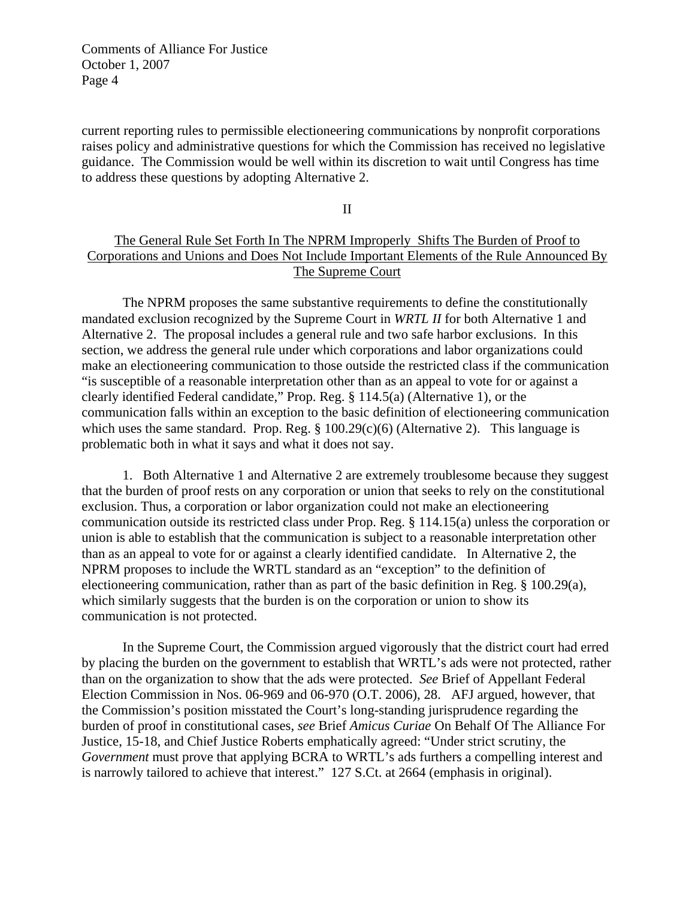current reporting rules to permissible electioneering communications by nonprofit corporations raises policy and administrative questions for which the Commission has received no legislative guidance. The Commission would be well within its discretion to wait until Congress has time to address these questions by adopting Alternative 2.

II

## The General Rule Set Forth In The NPRM Improperly Shifts The Burden of Proof to Corporations and Unions and Does Not Include Important Elements of the Rule Announced By The Supreme Court

The NPRM proposes the same substantive requirements to define the constitutionally mandated exclusion recognized by the Supreme Court in *WRTL II* for both Alternative 1 and Alternative 2. The proposal includes a general rule and two safe harbor exclusions. In this section, we address the general rule under which corporations and labor organizations could make an electioneering communication to those outside the restricted class if the communication "is susceptible of a reasonable interpretation other than as an appeal to vote for or against a clearly identified Federal candidate," Prop. Reg. § 114.5(a) (Alternative 1), or the communication falls within an exception to the basic definition of electioneering communication which uses the same standard. Prop. Reg. § 100.29(c)(6) (Alternative 2). This language is problematic both in what it says and what it does not say.

1. Both Alternative 1 and Alternative 2 are extremely troublesome because they suggest that the burden of proof rests on any corporation or union that seeks to rely on the constitutional exclusion. Thus, a corporation or labor organization could not make an electioneering communication outside its restricted class under Prop. Reg. § 114.15(a) unless the corporation or union is able to establish that the communication is subject to a reasonable interpretation other than as an appeal to vote for or against a clearly identified candidate. In Alternative 2, the NPRM proposes to include the WRTL standard as an "exception" to the definition of electioneering communication, rather than as part of the basic definition in Reg. § 100.29(a), which similarly suggests that the burden is on the corporation or union to show its communication is not protected.

In the Supreme Court, the Commission argued vigorously that the district court had erred by placing the burden on the government to establish that WRTL's ads were not protected, rather than on the organization to show that the ads were protected. *See* Brief of Appellant Federal Election Commission in Nos. 06-969 and 06-970 (O.T. 2006), 28. AFJ argued, however, that the Commission's position misstated the Court's long-standing jurisprudence regarding the burden of proof in constitutional cases, *see* Brief *Amicus Curiae* On Behalf Of The Alliance For Justice, 15-18, and Chief Justice Roberts emphatically agreed: "Under strict scrutiny, the *Government* must prove that applying BCRA to WRTL's ads furthers a compelling interest and is narrowly tailored to achieve that interest." 127 S.Ct. at 2664 (emphasis in original).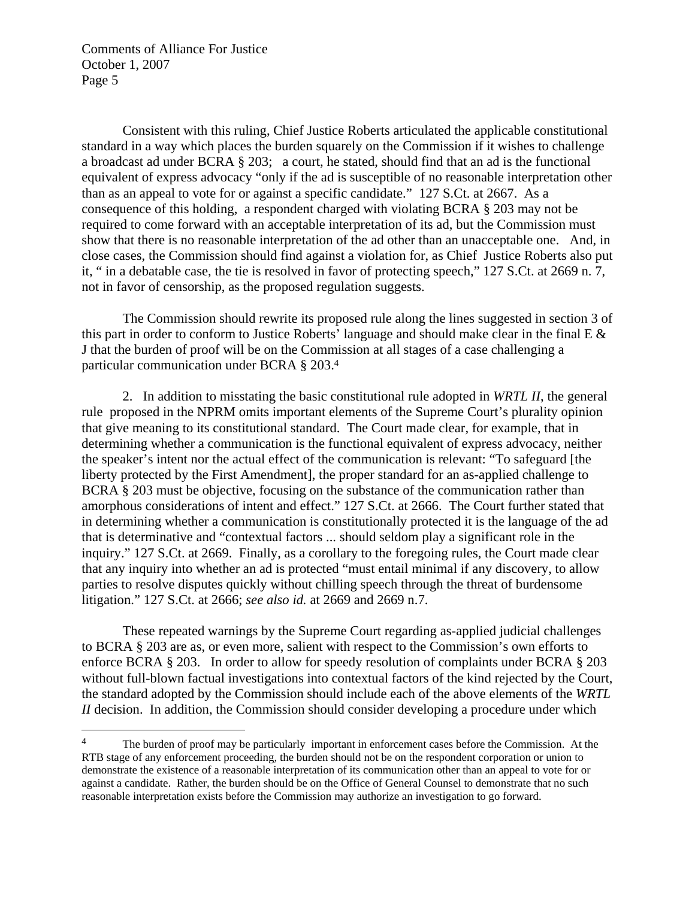Consistent with this ruling, Chief Justice Roberts articulated the applicable constitutional standard in a way which places the burden squarely on the Commission if it wishes to challenge a broadcast ad under BCRA § 203; a court, he stated, should find that an ad is the functional equivalent of express advocacy "only if the ad is susceptible of no reasonable interpretation other than as an appeal to vote for or against a specific candidate." 127 S.Ct. at 2667. As a consequence of this holding, a respondent charged with violating BCRA § 203 may not be required to come forward with an acceptable interpretation of its ad, but the Commission must show that there is no reasonable interpretation of the ad other than an unacceptable one. And, in close cases, the Commission should find against a violation for, as Chief Justice Roberts also put it, " in a debatable case, the tie is resolved in favor of protecting speech," 127 S.Ct. at 2669 n. 7, not in favor of censorship, as the proposed regulation suggests.

The Commission should rewrite its proposed rule along the lines suggested in section 3 of this part in order to conform to Justice Roberts' language and should make clear in the final E & J that the burden of proof will be on the Commission at all stages of a case challenging a particular communication under BCRA § 203.[4]

2. In addition to misstating the basic constitutional rule adopted in *WRTL II,* the general rule proposed in the NPRM omits important elements of the Supreme Court's plurality opinion that give meaning to its constitutional standard. The Court made clear, for example, that in determining whether a communication is the functional equivalent of express advocacy, neither the speaker's intent nor the actual effect of the communication is relevant: "To safeguard [the liberty protected by the First Amendment], the proper standard for an as-applied challenge to BCRA § 203 must be objective, focusing on the substance of the communication rather than amorphous considerations of intent and effect." 127 S.Ct. at 2666. The Court further stated that in determining whether a communication is constitutionally protected it is the language of the ad that is determinative and "contextual factors ... should seldom play a significant role in the inquiry." 127 S.Ct. at 2669. Finally, as a corollary to the foregoing rules, the Court made clear that any inquiry into whether an ad is protected "must entail minimal if any discovery, to allow parties to resolve disputes quickly without chilling speech through the threat of burdensome litigation." 127 S.Ct. at 2666; *see also id.* at 2669 and 2669 n.7.

These repeated warnings by the Supreme Court regarding as-applied judicial challenges to BCRA § 203 are as, or even more, salient with respect to the Commission's own efforts to enforce BCRA § 203. In order to allow for speedy resolution of complaints under BCRA § 203 without full-blown factual investigations into contextual factors of the kind rejected by the Court, the standard adopted by the Commission should include each of the above elements of the *WRTL II* decision. In addition, the Commission should consider developing a procedure under which

---

[4] The burden of proof may be particularly important in enforcement cases before the Commission. At the RTB stage of any enforcement proceeding, the burden should not be on the respondent corporation or union to demonstrate the existence of a reasonable interpretation of its communication other than an appeal to vote for or against a candidate. Rather, the burden should be on the Office of General Counsel to demonstrate that no such reasonable interpretation exists before the Commission may authorize an investigation to go forward.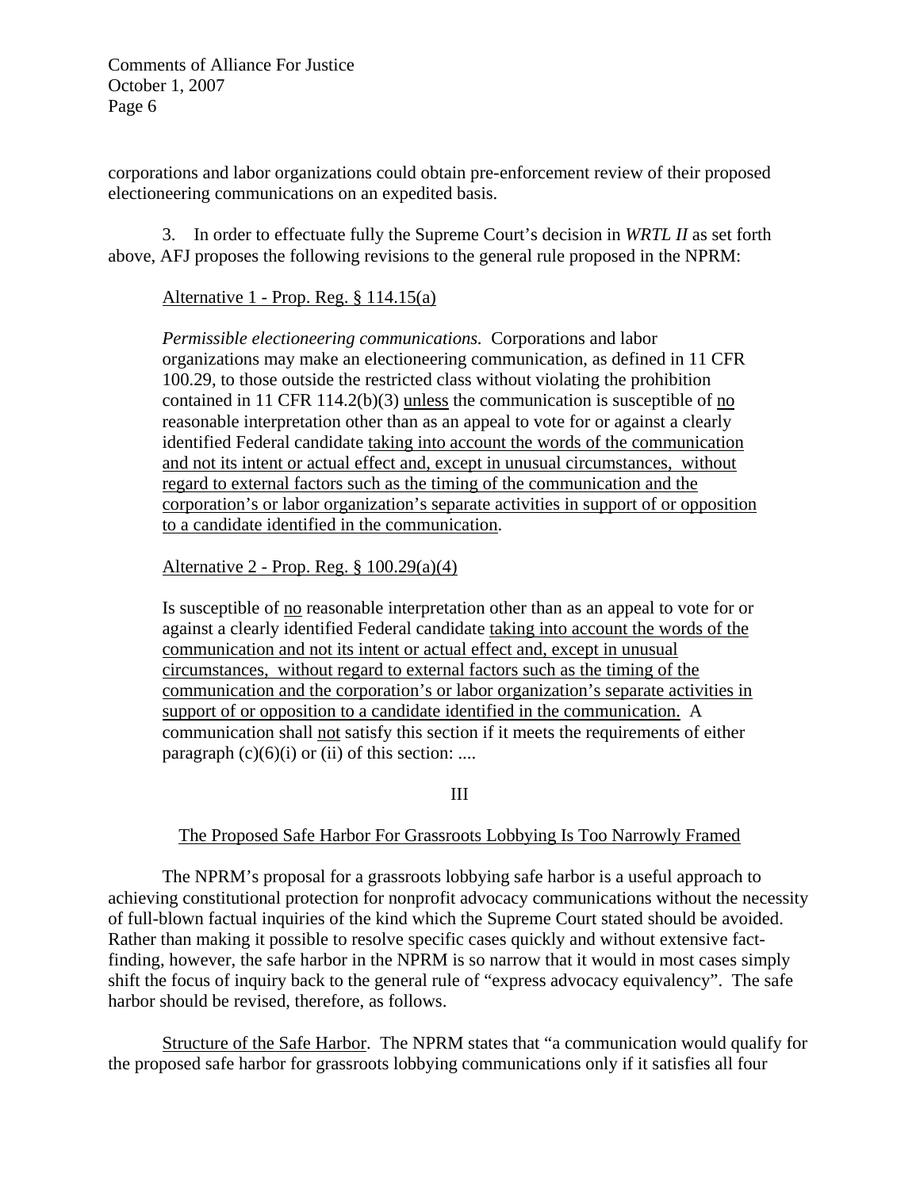corporations and labor organizations could obtain pre-enforcement review of their proposed electioneering communications on an expedited basis.

3. In order to effectuate fully the Supreme Court's decision in *WRTL II* as set forth above, AFJ proposes the following revisions to the general rule proposed in the NPRM:

> <u>Alternative 1 - Prop. Reg. § 114.15(a)</u>
>
> *Permissible electioneering communications.* Corporations and labor organizations may make an electioneering communication, as defined in 11 CFR 100.29, to those outside the restricted class without violating the prohibition contained in 11 CFR 114.2(b)(3) <u>unless</u> the communication is susceptible of <u>no</u> reasonable interpretation other than as an appeal to vote for or against a clearly identified Federal candidate <u>taking into account the words of the communication and not its intent or actual effect and, except in unusual circumstances, without regard to external factors such as the timing of the communication and the corporation's or labor organization's separate activities in support of or opposition to a candidate identified in the communication</u>.
>
> <u>Alternative 2 - Prop. Reg. § 100.29(a)(4)</u>
>
> Is susceptible of <u>no</u> reasonable interpretation other than as an appeal to vote for or against a clearly identified Federal candidate <u>taking into account the words of the communication and not its intent or actual effect and, except in unusual circumstances, without regard to external factors such as the timing of the communication and the corporation's or labor organization's separate activities in support of or opposition to a candidate identified in the communication.</u> A communication shall <u>not</u> satisfy this section if it meets the requirements of either paragraph (c)(6)(i) or (ii) of this section: ....

## III

### <u>The Proposed Safe Harbor For Grassroots Lobbying Is Too Narrowly Framed</u>

The NPRM's proposal for a grassroots lobbying safe harbor is a useful approach to achieving constitutional protection for nonprofit advocacy communications without the necessity of full-blown factual inquiries of the kind which the Supreme Court stated should be avoided. Rather than making it possible to resolve specific cases quickly and without extensive fact-finding, however, the safe harbor in the NPRM is so narrow that it would in most cases simply shift the focus of inquiry back to the general rule of "express advocacy equivalency". The safe harbor should be revised, therefore, as follows.

<u>Structure of the Safe Harbor</u>. The NPRM states that "a communication would qualify for the proposed safe harbor for grassroots lobbying communications only if it satisfies all four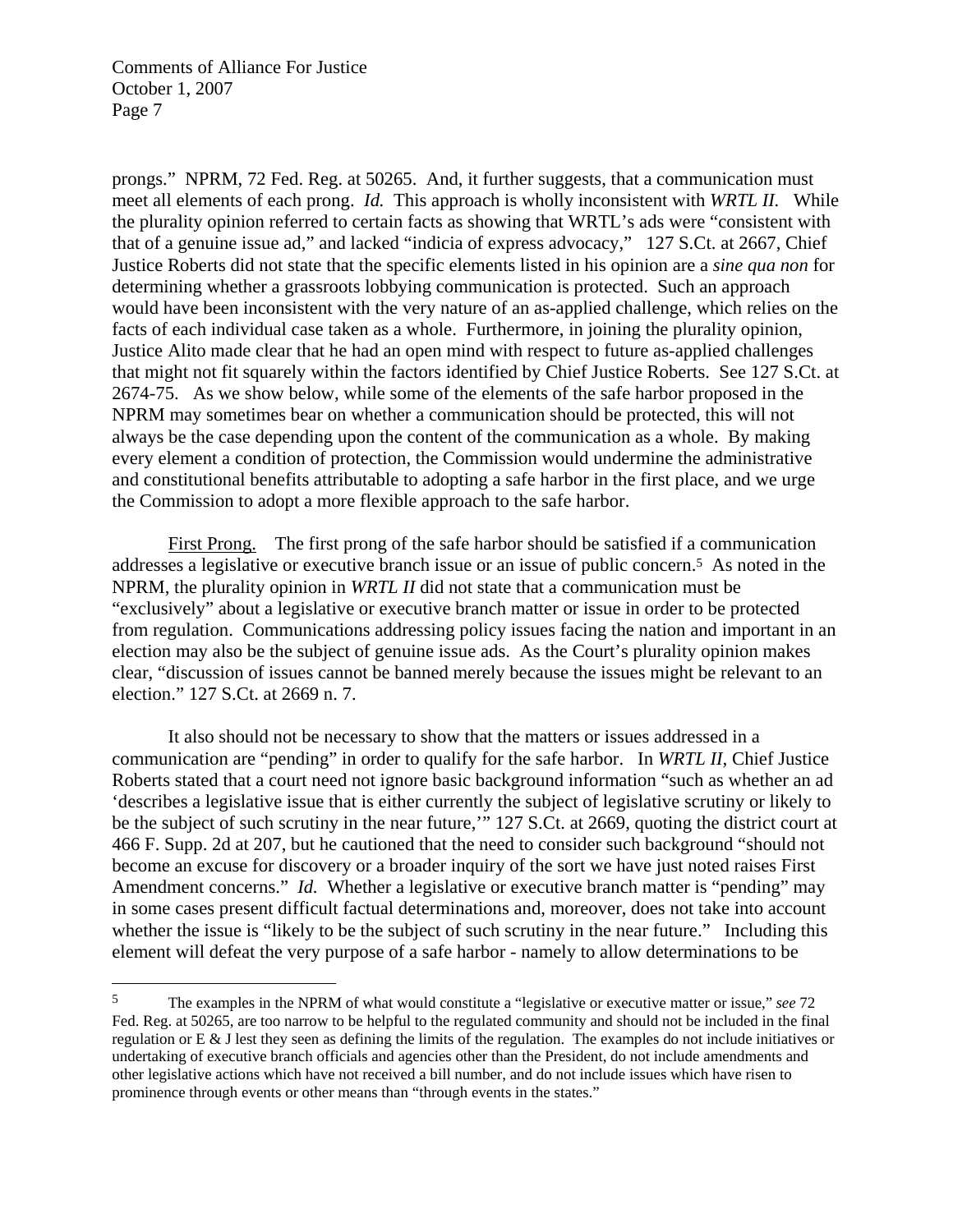prongs." NPRM, 72 Fed. Reg. at 50265. And, it further suggests, that a communication must meet all elements of each prong. *Id.* This approach is wholly inconsistent with *WRTL II.* While the plurality opinion referred to certain facts as showing that WRTL's ads were "consistent with that of a genuine issue ad," and lacked "indicia of express advocacy," 127 S.Ct. at 2667, Chief Justice Roberts did not state that the specific elements listed in his opinion are a *sine qua non* for determining whether a grassroots lobbying communication is protected. Such an approach would have been inconsistent with the very nature of an as-applied challenge, which relies on the facts of each individual case taken as a whole. Furthermore, in joining the plurality opinion, Justice Alito made clear that he had an open mind with respect to future as-applied challenges that might not fit squarely within the factors identified by Chief Justice Roberts. See 127 S.Ct. at 2674-75. As we show below, while some of the elements of the safe harbor proposed in the NPRM may sometimes bear on whether a communication should be protected, this will not always be the case depending upon the content of the communication as a whole. By making every element a condition of protection, the Commission would undermine the administrative and constitutional benefits attributable to adopting a safe harbor in the first place, and we urge the Commission to adopt a more flexible approach to the safe harbor.

<u>First Prong.</u> The first prong of the safe harbor should be satisfied if a communication addresses a legislative or executive branch issue or an issue of public concern.[5] As noted in the NPRM, the plurality opinion in *WRTL II* did not state that a communication must be "exclusively" about a legislative or executive branch matter or issue in order to be protected from regulation. Communications addressing policy issues facing the nation and important in an election may also be the subject of genuine issue ads. As the Court's plurality opinion makes clear, "discussion of issues cannot be banned merely because the issues might be relevant to an election." 127 S.Ct. at 2669 n. 7.

It also should not be necessary to show that the matters or issues addressed in a communication are "pending" in order to qualify for the safe harbor. In *WRTL II*, Chief Justice Roberts stated that a court need not ignore basic background information "such as whether an ad 'describes a legislative issue that is either currently the subject of legislative scrutiny or likely to be the subject of such scrutiny in the near future,'" 127 S.Ct. at 2669, quoting the district court at 466 F. Supp. 2d at 207, but he cautioned that the need to consider such background "should not become an excuse for discovery or a broader inquiry of the sort we have just noted raises First Amendment concerns." *Id.* Whether a legislative or executive branch matter is "pending" may in some cases present difficult factual determinations and, moreover, does not take into account whether the issue is "likely to be the subject of such scrutiny in the near future." Including this element will defeat the very purpose of a safe harbor - namely to allow determinations to be

---

[5] The examples in the NPRM of what would constitute a "legislative or executive matter or issue," *see* 72 Fed. Reg. at 50265, are too narrow to be helpful to the regulated community and should not be included in the final regulation or E & J lest they seen as defining the limits of the regulation. The examples do not include initiatives or undertaking of executive branch officials and agencies other than the President, do not include amendments and other legislative actions which have not received a bill number, and do not include issues which have risen to prominence through events or other means than "through events in the states."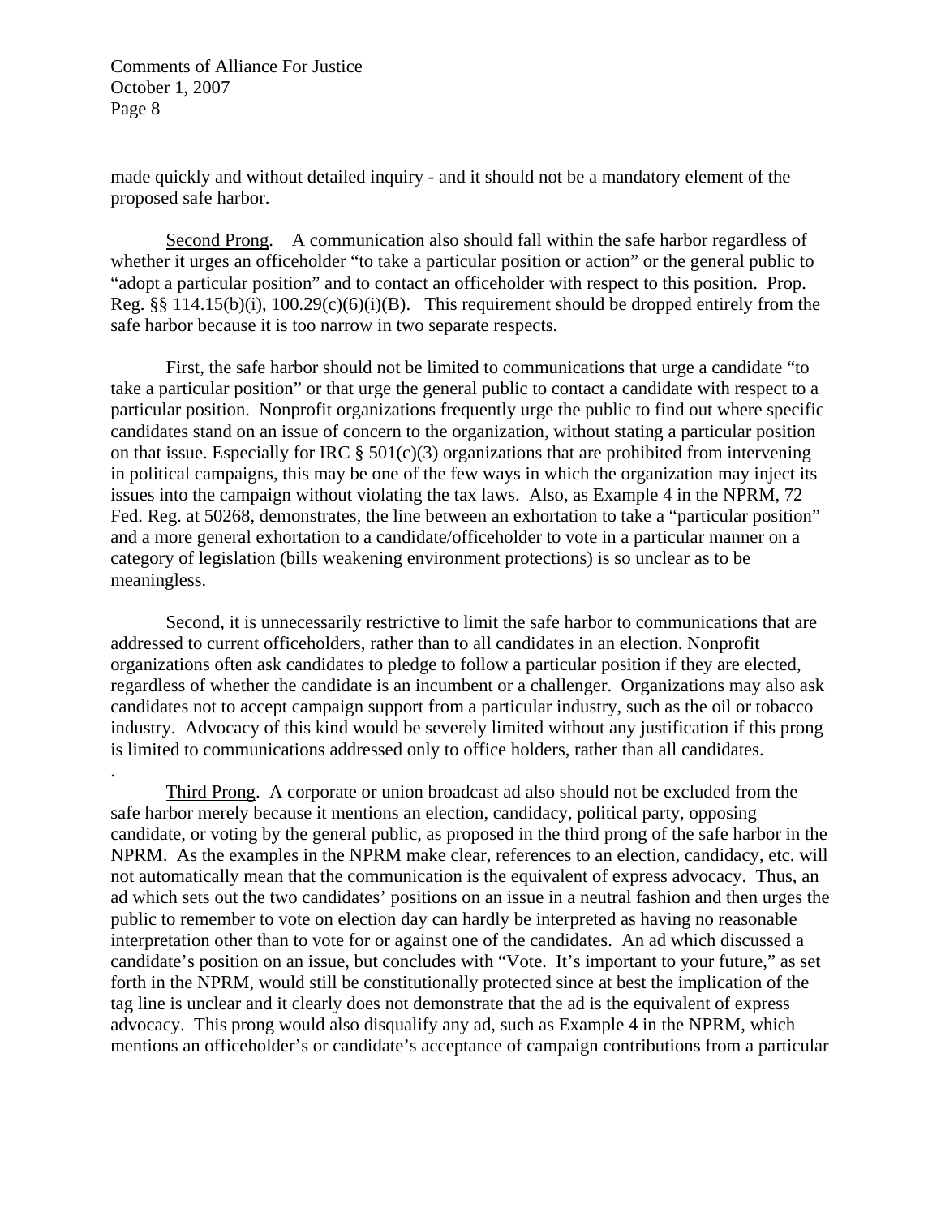made quickly and without detailed inquiry - and it should not be a mandatory element of the proposed safe harbor.

Second Prong. A communication also should fall within the safe harbor regardless of whether it urges an officeholder "to take a particular position or action" or the general public to "adopt a particular position" and to contact an officeholder with respect to this position. Prop. Reg. §§ 114.15(b)(i), 100.29(c)(6)(i)(B). This requirement should be dropped entirely from the safe harbor because it is too narrow in two separate respects.

First, the safe harbor should not be limited to communications that urge a candidate "to take a particular position" or that urge the general public to contact a candidate with respect to a particular position. Nonprofit organizations frequently urge the public to find out where specific candidates stand on an issue of concern to the organization, without stating a particular position on that issue. Especially for IRC § 501(c)(3) organizations that are prohibited from intervening in political campaigns, this may be one of the few ways in which the organization may inject its issues into the campaign without violating the tax laws. Also, as Example 4 in the NPRM, 72 Fed. Reg. at 50268, demonstrates, the line between an exhortation to take a "particular position" and a more general exhortation to a candidate/officeholder to vote in a particular manner on a category of legislation (bills weakening environment protections) is so unclear as to be meaningless.

Second, it is unnecessarily restrictive to limit the safe harbor to communications that are addressed to current officeholders, rather than to all candidates in an election. Nonprofit organizations often ask candidates to pledge to follow a particular position if they are elected, regardless of whether the candidate is an incumbent or a challenger. Organizations may also ask candidates not to accept campaign support from a particular industry, such as the oil or tobacco industry. Advocacy of this kind would be severely limited without any justification if this prong is limited to communications addressed only to office holders, rather than all candidates.

.

Third Prong. A corporate or union broadcast ad also should not be excluded from the safe harbor merely because it mentions an election, candidacy, political party, opposing candidate, or voting by the general public, as proposed in the third prong of the safe harbor in the NPRM. As the examples in the NPRM make clear, references to an election, candidacy, etc. will not automatically mean that the communication is the equivalent of express advocacy. Thus, an ad which sets out the two candidates' positions on an issue in a neutral fashion and then urges the public to remember to vote on election day can hardly be interpreted as having no reasonable interpretation other than to vote for or against one of the candidates. An ad which discussed a candidate's position on an issue, but concludes with "Vote. It's important to your future," as set forth in the NPRM, would still be constitutionally protected since at best the implication of the tag line is unclear and it clearly does not demonstrate that the ad is the equivalent of express advocacy. This prong would also disqualify any ad, such as Example 4 in the NPRM, which mentions an officeholder's or candidate's acceptance of campaign contributions from a particular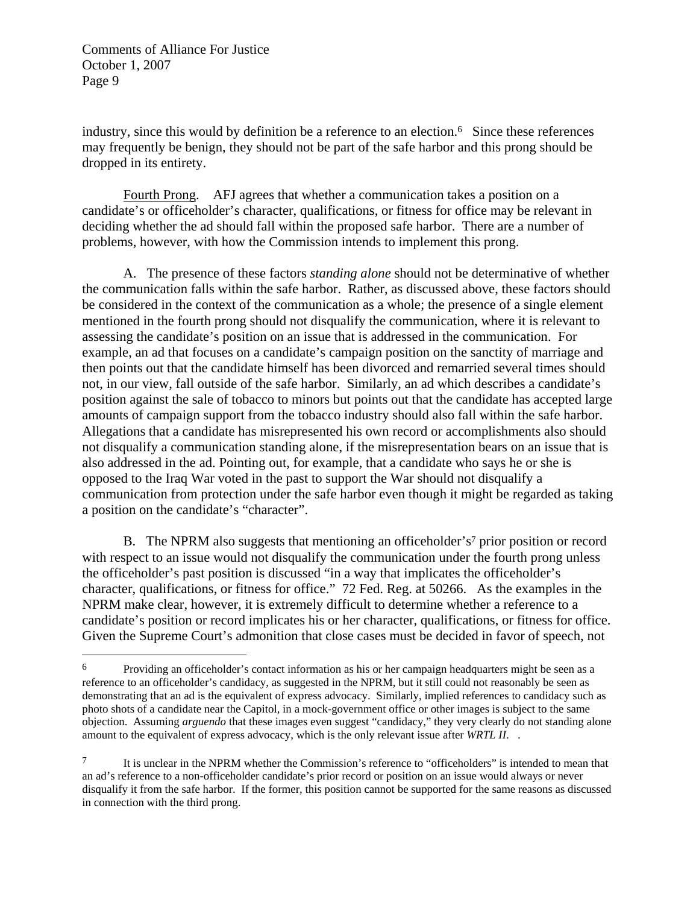industry, since this would by definition be a reference to an election.[6] Since these references may frequently be benign, they should not be part of the safe harbor and this prong should be dropped in its entirety.

Fourth Prong. AFJ agrees that whether a communication takes a position on a candidate's or officeholder's character, qualifications, or fitness for office may be relevant in deciding whether the ad should fall within the proposed safe harbor. There are a number of problems, however, with how the Commission intends to implement this prong.

A. The presence of these factors *standing alone* should not be determinative of whether the communication falls within the safe harbor. Rather, as discussed above, these factors should be considered in the context of the communication as a whole; the presence of a single element mentioned in the fourth prong should not disqualify the communication, where it is relevant to assessing the candidate's position on an issue that is addressed in the communication. For example, an ad that focuses on a candidate's campaign position on the sanctity of marriage and then points out that the candidate himself has been divorced and remarried several times should not, in our view, fall outside of the safe harbor. Similarly, an ad which describes a candidate's position against the sale of tobacco to minors but points out that the candidate has accepted large amounts of campaign support from the tobacco industry should also fall within the safe harbor. Allegations that a candidate has misrepresented his own record or accomplishments also should not disqualify a communication standing alone, if the misrepresentation bears on an issue that is also addressed in the ad. Pointing out, for example, that a candidate who says he or she is opposed to the Iraq War voted in the past to support the War should not disqualify a communication from protection under the safe harbor even though it might be regarded as taking a position on the candidate's "character".

B. The NPRM also suggests that mentioning an officeholder's[7] prior position or record with respect to an issue would not disqualify the communication under the fourth prong unless the officeholder's past position is discussed "in a way that implicates the officeholder's character, qualifications, or fitness for office." 72 Fed. Reg. at 50266. As the examples in the NPRM make clear, however, it is extremely difficult to determine whether a reference to a candidate's position or record implicates his or her character, qualifications, or fitness for office. Given the Supreme Court's admonition that close cases must be decided in favor of speech, not

---

[6] Providing an officeholder's contact information as his or her campaign headquarters might be seen as a reference to an officeholder's candidacy, as suggested in the NPRM, but it still could not reasonably be seen as demonstrating that an ad is the equivalent of express advocacy. Similarly, implied references to candidacy such as photo shots of a candidate near the Capitol, in a mock-government office or other images is subject to the same objection. Assuming *arguendo* that these images even suggest "candidacy," they very clearly do not standing alone amount to the equivalent of express advocacy, which is the only relevant issue after *WRTL II*. .

[7] It is unclear in the NPRM whether the Commission's reference to "officeholders" is intended to mean that an ad's reference to a non-officeholder candidate's prior record or position on an issue would always or never disqualify it from the safe harbor. If the former, this position cannot be supported for the same reasons as discussed in connection with the third prong.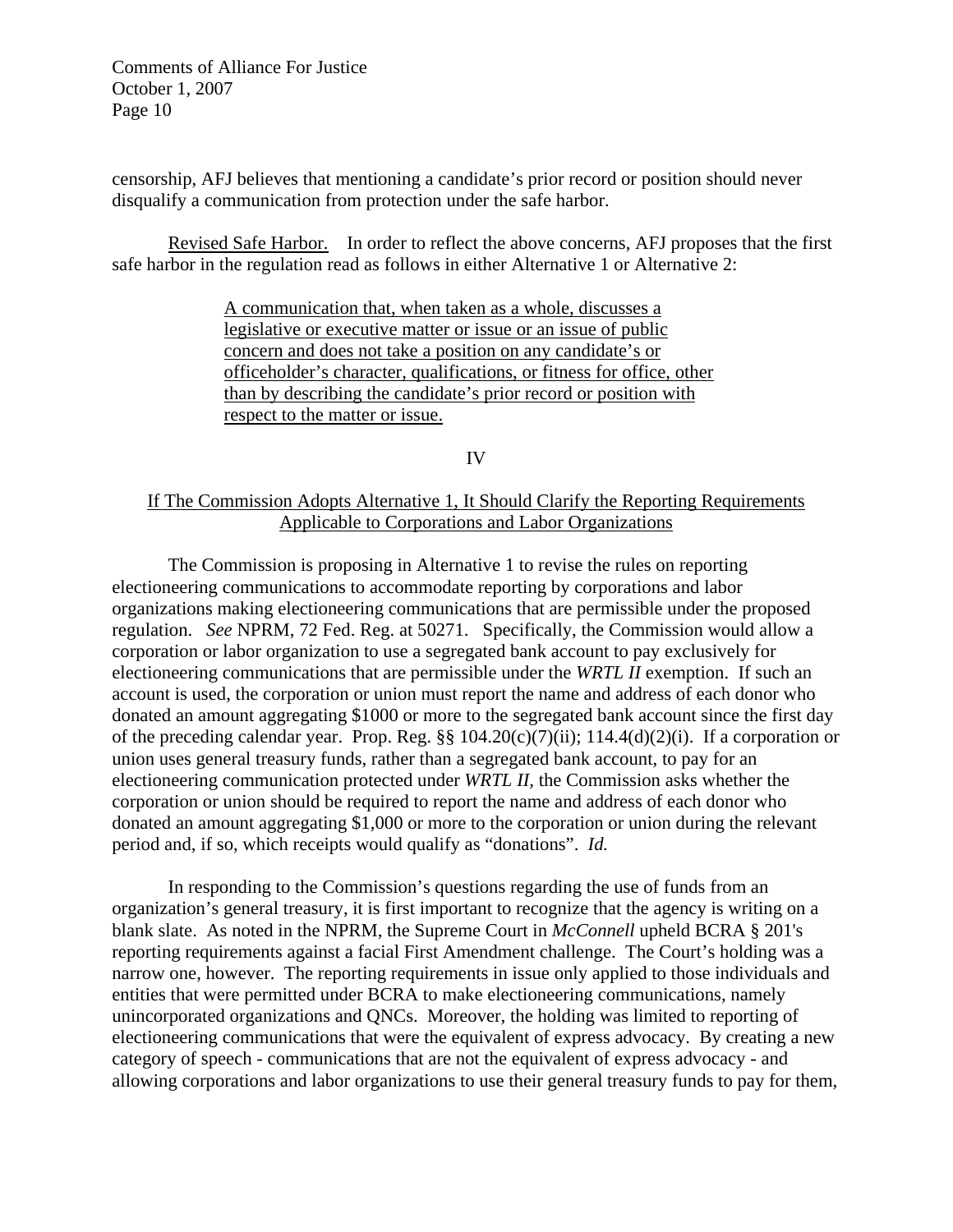censorship, AFJ believes that mentioning a candidate's prior record or position should never disqualify a communication from protection under the safe harbor.

Revised Safe Harbor. In order to reflect the above concerns, AFJ proposes that the first safe harbor in the regulation read as follows in either Alternative 1 or Alternative 2:

> A communication that, when taken as a whole, discusses a legislative or executive matter or issue or an issue of public concern and does not take a position on any candidate's or officeholder's character, qualifications, or fitness for office, other than by describing the candidate's prior record or position with respect to the matter or issue.

## IV

### If The Commission Adopts Alternative 1, It Should Clarify the Reporting Requirements Applicable to Corporations and Labor Organizations

The Commission is proposing in Alternative 1 to revise the rules on reporting electioneering communications to accommodate reporting by corporations and labor organizations making electioneering communications that are permissible under the proposed regulation. *See* NPRM, 72 Fed. Reg. at 50271. Specifically, the Commission would allow a corporation or labor organization to use a segregated bank account to pay exclusively for electioneering communications that are permissible under the *WRTL II* exemption. If such an account is used, the corporation or union must report the name and address of each donor who donated an amount aggregating $1000 or more to the segregated bank account since the first day of the preceding calendar year. Prop. Reg. §§ 104.20(c)(7)(ii); 114.4(d)(2)(i). If a corporation or union uses general treasury funds, rather than a segregated bank account, to pay for an electioneering communication protected under *WRTL II,* the Commission asks whether the corporation or union should be required to report the name and address of each donor who donated an amount aggregating $1,000 or more to the corporation or union during the relevant period and, if so, which receipts would qualify as "donations". *Id.*

In responding to the Commission's questions regarding the use of funds from an organization's general treasury, it is first important to recognize that the agency is writing on a blank slate. As noted in the NPRM, the Supreme Court in *McConnell* upheld BCRA § 201's reporting requirements against a facial First Amendment challenge. The Court's holding was a narrow one, however. The reporting requirements in issue only applied to those individuals and entities that were permitted under BCRA to make electioneering communications, namely unincorporated organizations and QNCs. Moreover, the holding was limited to reporting of electioneering communications that were the equivalent of express advocacy. By creating a new category of speech - communications that are not the equivalent of express advocacy - and allowing corporations and labor organizations to use their general treasury funds to pay for them,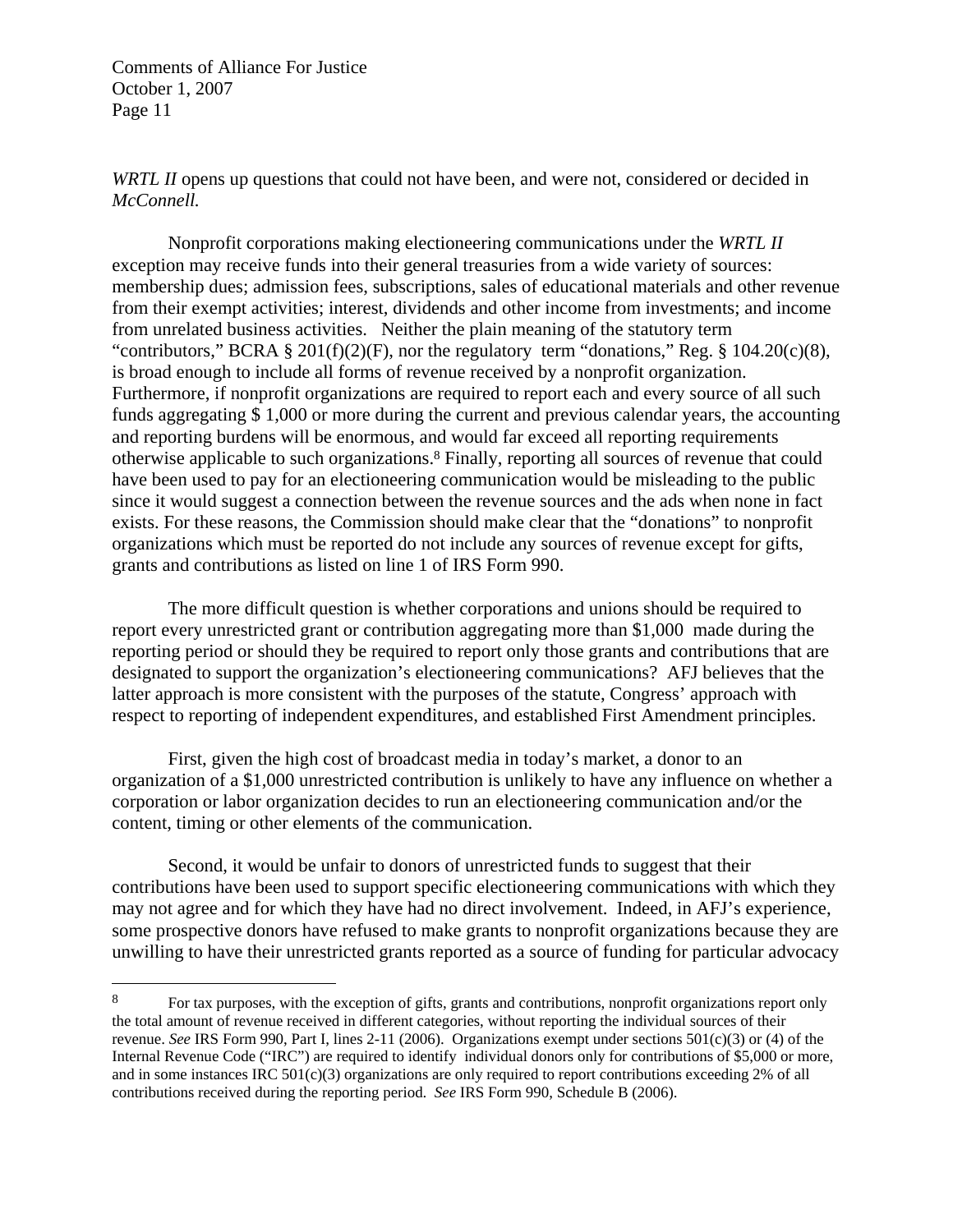*WRTL II* opens up questions that could not have been, and were not, considered or decided in *McConnell.*

Nonprofit corporations making electioneering communications under the *WRTL II* exception may receive funds into their general treasuries from a wide variety of sources: membership dues; admission fees, subscriptions, sales of educational materials and other revenue from their exempt activities; interest, dividends and other income from investments; and income from unrelated business activities. Neither the plain meaning of the statutory term "contributors," BCRA § 201(f)(2)(F), nor the regulatory term "donations," Reg. § 104.20(c)(8), is broad enough to include all forms of revenue received by a nonprofit organization. Furthermore, if nonprofit organizations are required to report each and every source of all such funds aggregating $ 1,000 or more during the current and previous calendar years, the accounting and reporting burdens will be enormous, and would far exceed all reporting requirements otherwise applicable to such organizations.[8] Finally, reporting all sources of revenue that could have been used to pay for an electioneering communication would be misleading to the public since it would suggest a connection between the revenue sources and the ads when none in fact exists. For these reasons, the Commission should make clear that the "donations" to nonprofit organizations which must be reported do not include any sources of revenue except for gifts, grants and contributions as listed on line 1 of IRS Form 990.

The more difficult question is whether corporations and unions should be required to report every unrestricted grant or contribution aggregating more than $1,000 made during the reporting period or should they be required to report only those grants and contributions that are designated to support the organization's electioneering communications? AFJ believes that the latter approach is more consistent with the purposes of the statute, Congress' approach with respect to reporting of independent expenditures, and established First Amendment principles.

First, given the high cost of broadcast media in today's market, a donor to an organization of a $1,000 unrestricted contribution is unlikely to have any influence on whether a corporation or labor organization decides to run an electioneering communication and/or the content, timing or other elements of the communication.

Second, it would be unfair to donors of unrestricted funds to suggest that their contributions have been used to support specific electioneering communications with which they may not agree and for which they have had no direct involvement. Indeed, in AFJ's experience, some prospective donors have refused to make grants to nonprofit organizations because they are unwilling to have their unrestricted grants reported as a source of funding for particular advocacy

---

[8] For tax purposes, with the exception of gifts, grants and contributions, nonprofit organizations report only the total amount of revenue received in different categories, without reporting the individual sources of their revenue. *See* IRS Form 990, Part I, lines 2-11 (2006). Organizations exempt under sections 501(c)(3) or (4) of the Internal Revenue Code ("IRC") are required to identify individual donors only for contributions of $5,000 or more, and in some instances IRC 501(c)(3) organizations are only required to report contributions exceeding 2% of all contributions received during the reporting period. *See* IRS Form 990, Schedule B (2006).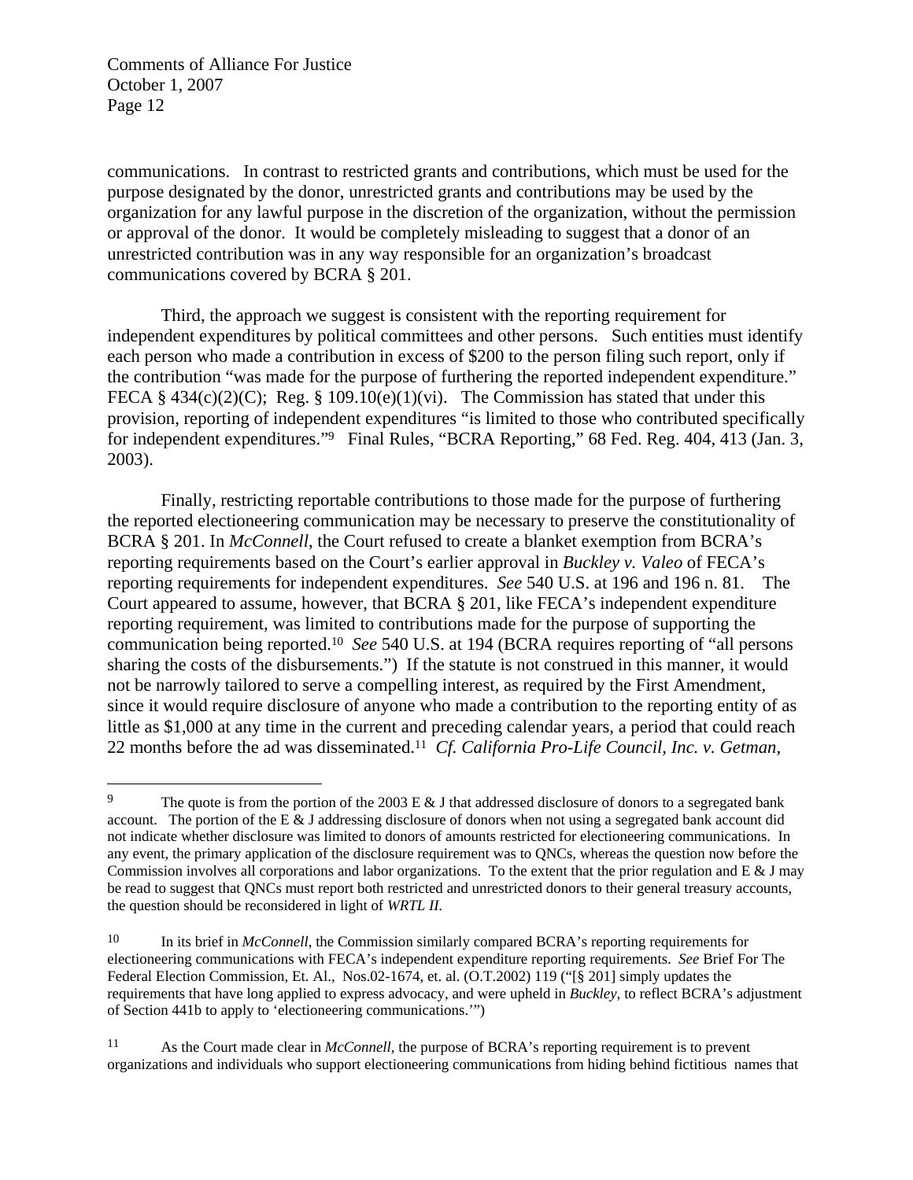communications. In contrast to restricted grants and contributions, which must be used for the purpose designated by the donor, unrestricted grants and contributions may be used by the organization for any lawful purpose in the discretion of the organization, without the permission or approval of the donor. It would be completely misleading to suggest that a donor of an unrestricted contribution was in any way responsible for an organization's broadcast communications covered by BCRA § 201.

Third, the approach we suggest is consistent with the reporting requirement for independent expenditures by political committees and other persons. Such entities must identify each person who made a contribution in excess of $200 to the person filing such report, only if the contribution "was made for the purpose of furthering the reported independent expenditure." FECA § 434(c)(2)(C); Reg. § 109.10(e)(1)(vi). The Commission has stated that under this provision, reporting of independent expenditures "is limited to those who contributed specifically for independent expenditures."[9] Final Rules, "BCRA Reporting," 68 Fed. Reg. 404, 413 (Jan. 3, 2003).

Finally, restricting reportable contributions to those made for the purpose of furthering the reported electioneering communication may be necessary to preserve the constitutionality of BCRA § 201. In *McConnell*, the Court refused to create a blanket exemption from BCRA's reporting requirements based on the Court's earlier approval in *Buckley v. Valeo* of FECA's reporting requirements for independent expenditures. *See* 540 U.S. at 196 and 196 n. 81. The Court appeared to assume, however, that BCRA § 201, like FECA's independent expenditure reporting requirement, was limited to contributions made for the purpose of supporting the communication being reported.[10] *See* 540 U.S. at 194 (BCRA requires reporting of "all persons sharing the costs of the disbursements.") If the statute is not construed in this manner, it would not be narrowly tailored to serve a compelling interest, as required by the First Amendment, since it would require disclosure of anyone who made a contribution to the reporting entity of as little as $1,000 at any time in the current and preceding calendar years, a period that could reach 22 months before the ad was disseminated.[11] *Cf. California Pro-Life Council, Inc. v. Getman*,

---

[9] The quote is from the portion of the 2003 E & J that addressed disclosure of donors to a segregated bank account. The portion of the E & J addressing disclosure of donors when not using a segregated bank account did not indicate whether disclosure was limited to donors of amounts restricted for electioneering communications. In any event, the primary application of the disclosure requirement was to QNCs, whereas the question now before the Commission involves all corporations and labor organizations. To the extent that the prior regulation and E & J may be read to suggest that QNCs must report both restricted and unrestricted donors to their general treasury accounts, the question should be reconsidered in light of *WRTL II*.

[10] In its brief in *McConnell*, the Commission similarly compared BCRA's reporting requirements for electioneering communications with FECA's independent expenditure reporting requirements. *See* Brief For The Federal Election Commission, Et. Al., Nos.02-1674, et. al. (O.T.2002) 119 ("[§ 201] simply updates the requirements that have long applied to express advocacy, and were upheld in *Buckley*, to reflect BCRA's adjustment of Section 441b to apply to 'electioneering communications.'")

[11] As the Court made clear in *McConnell*, the purpose of BCRA's reporting requirement is to prevent organizations and individuals who support electioneering communications from hiding behind fictitious names that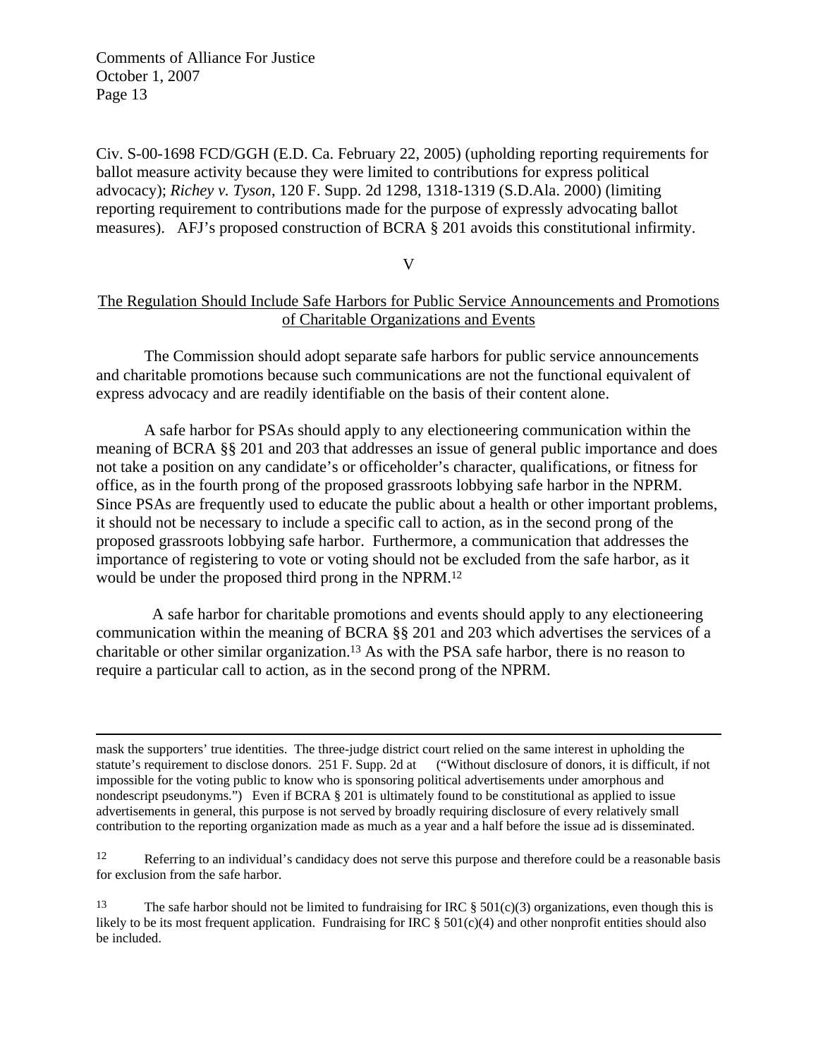Civ. S-00-1698 FCD/GGH (E.D. Ca. February 22, 2005) (upholding reporting requirements for ballot measure activity because they were limited to contributions for express political advocacy); *Richey v. Tyson*, 120 F. Supp. 2d 1298, 1318-1319 (S.D.Ala. 2000) (limiting reporting requirement to contributions made for the purpose of expressly advocating ballot measures). AFJ's proposed construction of BCRA § 201 avoids this constitutional infirmity.

## V

## The Regulation Should Include Safe Harbors for Public Service Announcements and Promotions of Charitable Organizations and Events

The Commission should adopt separate safe harbors for public service announcements and charitable promotions because such communications are not the functional equivalent of express advocacy and are readily identifiable on the basis of their content alone.

A safe harbor for PSAs should apply to any electioneering communication within the meaning of BCRA §§ 201 and 203 that addresses an issue of general public importance and does not take a position on any candidate's or officeholder's character, qualifications, or fitness for office, as in the fourth prong of the proposed grassroots lobbying safe harbor in the NPRM. Since PSAs are frequently used to educate the public about a health or other important problems, it should not be necessary to include a specific call to action, as in the second prong of the proposed grassroots lobbying safe harbor. Furthermore, a communication that addresses the importance of registering to vote or voting should not be excluded from the safe harbor, as it would be under the proposed third prong in the NPRM.[12]

A safe harbor for charitable promotions and events should apply to any electioneering communication within the meaning of BCRA §§ 201 and 203 which advertises the services of a charitable or other similar organization.[13] As with the PSA safe harbor, there is no reason to require a particular call to action, as in the second prong of the NPRM.

---

mask the supporters' true identities. The three-judge district court relied on the same interest in upholding the statute's requirement to disclose donors. 251 F. Supp. 2d at ("Without disclosure of donors, it is difficult, if not impossible for the voting public to know who is sponsoring political advertisements under amorphous and nondescript pseudonyms.") Even if BCRA § 201 is ultimately found to be constitutional as applied to issue advertisements in general, this purpose is not served by broadly requiring disclosure of every relatively small contribution to the reporting organization made as much as a year and a half before the issue ad is disseminated.

[12] Referring to an individual's candidacy does not serve this purpose and therefore could be a reasonable basis for exclusion from the safe harbor.

[13] The safe harbor should not be limited to fundraising for IRC § 501(c)(3) organizations, even though this is likely to be its most frequent application. Fundraising for IRC § 501(c)(4) and other nonprofit entities should also be included.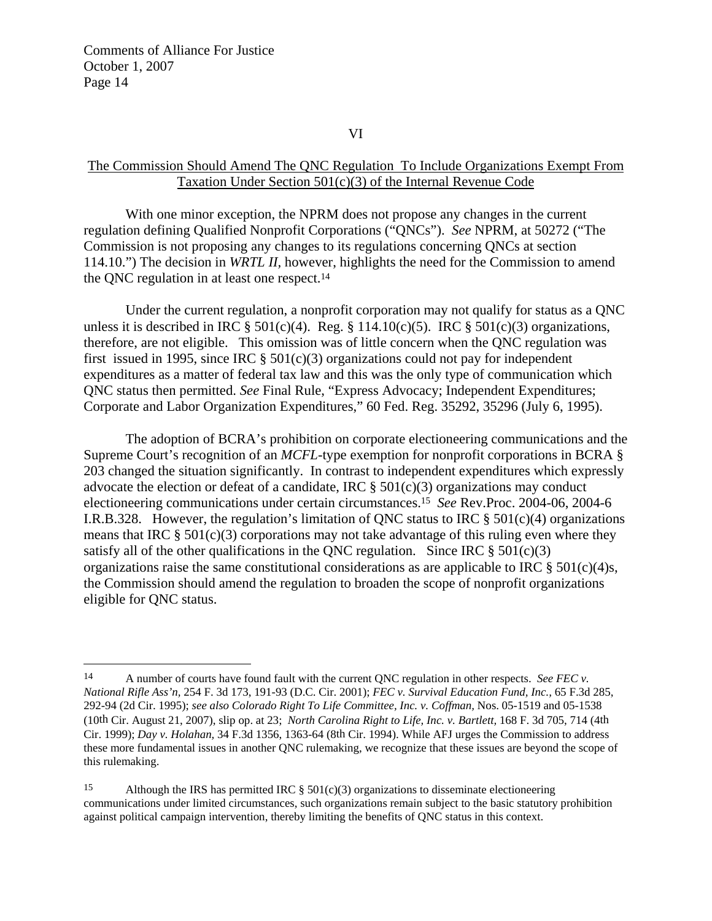## VI

## The Commission Should Amend The QNC Regulation To Include Organizations Exempt From Taxation Under Section 501(c)(3) of the Internal Revenue Code

With one minor exception, the NPRM does not propose any changes in the current regulation defining Qualified Nonprofit Corporations ("QNCs"). *See* NPRM, at 50272 ("The Commission is not proposing any changes to its regulations concerning QNCs at section 114.10.") The decision in *WRTL II*, however, highlights the need for the Commission to amend the QNC regulation in at least one respect.[14]

Under the current regulation, a nonprofit corporation may not qualify for status as a QNC unless it is described in IRC § 501(c)(4). Reg. § 114.10(c)(5). IRC § 501(c)(3) organizations, therefore, are not eligible. This omission was of little concern when the QNC regulation was first issued in 1995, since IRC § 501(c)(3) organizations could not pay for independent expenditures as a matter of federal tax law and this was the only type of communication which QNC status then permitted. *See* Final Rule, "Express Advocacy; Independent Expenditures; Corporate and Labor Organization Expenditures," 60 Fed. Reg. 35292, 35296 (July 6, 1995).

The adoption of BCRA's prohibition on corporate electioneering communications and the Supreme Court's recognition of an *MCFL*-type exemption for nonprofit corporations in BCRA § 203 changed the situation significantly. In contrast to independent expenditures which expressly advocate the election or defeat of a candidate, IRC § 501(c)(3) organizations may conduct electioneering communications under certain circumstances.[15] *See* Rev.Proc. 2004-06, 2004-6 I.R.B.328. However, the regulation's limitation of QNC status to IRC § 501(c)(4) organizations means that IRC § 501(c)(3) corporations may not take advantage of this ruling even where they satisfy all of the other qualifications in the QNC regulation. Since IRC § 501(c)(3) organizations raise the same constitutional considerations as are applicable to IRC § 501(c)(4)s, the Commission should amend the regulation to broaden the scope of nonprofit organizations eligible for QNC status.

---

[14] A number of courts have found fault with the current QNC regulation in other respects. *See FEC v. National Rifle Ass'n*, 254 F. 3d 173, 191-93 (D.C. Cir. 2001); *FEC v. Survival Education Fund, Inc.*, 65 F.3d 285, 292-94 (2d Cir. 1995); *see also Colorado Right To Life Committee, Inc. v. Coffman*, Nos. 05-1519 and 05-1538 (10th Cir. August 21, 2007), slip op. at 23; *North Carolina Right to Life, Inc. v. Bartlett*, 168 F. 3d 705, 714 (4th Cir. 1999); *Day v. Holahan*, 34 F.3d 1356, 1363-64 (8th Cir. 1994). While AFJ urges the Commission to address these more fundamental issues in another QNC rulemaking, we recognize that these issues are beyond the scope of this rulemaking.

[15] Although the IRS has permitted IRC § 501(c)(3) organizations to disseminate electioneering communications under limited circumstances, such organizations remain subject to the basic statutory prohibition against political campaign intervention, thereby limiting the benefits of QNC status in this context.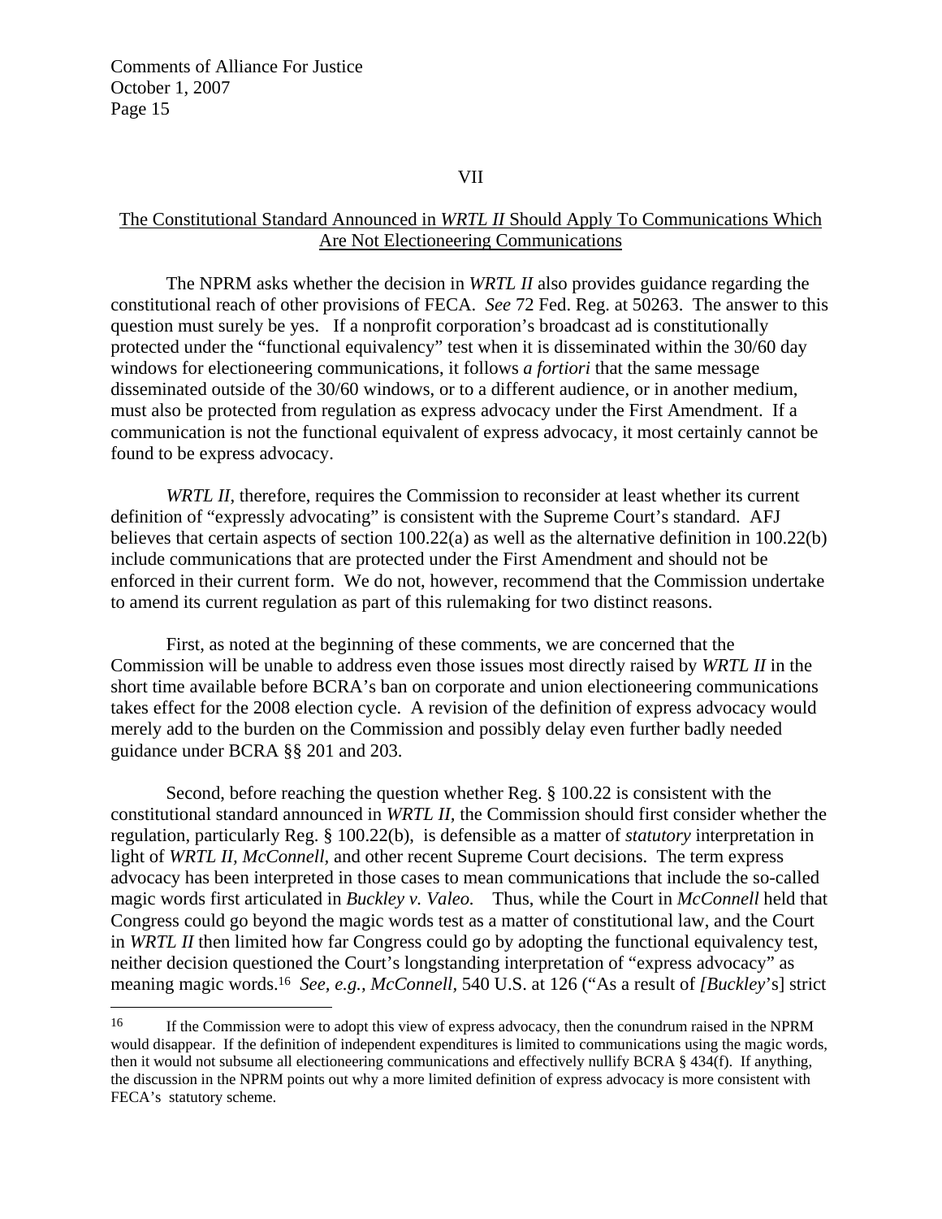## VII

## The Constitutional Standard Announced in *WRTL II* Should Apply To Communications Which Are Not Electioneering Communications

The NPRM asks whether the decision in *WRTL II* also provides guidance regarding the constitutional reach of other provisions of FECA. *See* 72 Fed. Reg. at 50263. The answer to this question must surely be yes. If a nonprofit corporation's broadcast ad is constitutionally protected under the "functional equivalency" test when it is disseminated within the 30/60 day windows for electioneering communications, it follows *a fortiori* that the same message disseminated outside of the 30/60 windows, or to a different audience, or in another medium, must also be protected from regulation as express advocacy under the First Amendment. If a communication is not the functional equivalent of express advocacy, it most certainly cannot be found to be express advocacy.

*WRTL II*, therefore, requires the Commission to reconsider at least whether its current definition of "expressly advocating" is consistent with the Supreme Court's standard. AFJ believes that certain aspects of section 100.22(a) as well as the alternative definition in 100.22(b) include communications that are protected under the First Amendment and should not be enforced in their current form. We do not, however, recommend that the Commission undertake to amend its current regulation as part of this rulemaking for two distinct reasons.

First, as noted at the beginning of these comments, we are concerned that the Commission will be unable to address even those issues most directly raised by *WRTL II* in the short time available before BCRA's ban on corporate and union electioneering communications takes effect for the 2008 election cycle. A revision of the definition of express advocacy would merely add to the burden on the Commission and possibly delay even further badly needed guidance under BCRA §§ 201 and 203.

Second, before reaching the question whether Reg. § 100.22 is consistent with the constitutional standard announced in *WRTL II*, the Commission should first consider whether the regulation, particularly Reg. § 100.22(b), is defensible as a matter of *statutory* interpretation in light of *WRTL II, McConnell,* and other recent Supreme Court decisions. The term express advocacy has been interpreted in those cases to mean communications that include the so-called magic words first articulated in *Buckley v. Valeo.* Thus, while the Court in *McConnell* held that Congress could go beyond the magic words test as a matter of constitutional law, and the Court in *WRTL II* then limited how far Congress could go by adopting the functional equivalency test, neither decision questioned the Court's longstanding interpretation of "express advocacy" as meaning magic words.[16] *See, e.g., McConnell,* 540 U.S. at 126 ("As a result of *[Buckley*'s] strict

---

[16] If the Commission were to adopt this view of express advocacy, then the conundrum raised in the NPRM would disappear. If the definition of independent expenditures is limited to communications using the magic words, then it would not subsume all electioneering communications and effectively nullify BCRA § 434(f). If anything, the discussion in the NPRM points out why a more limited definition of express advocacy is more consistent with FECA's statutory scheme.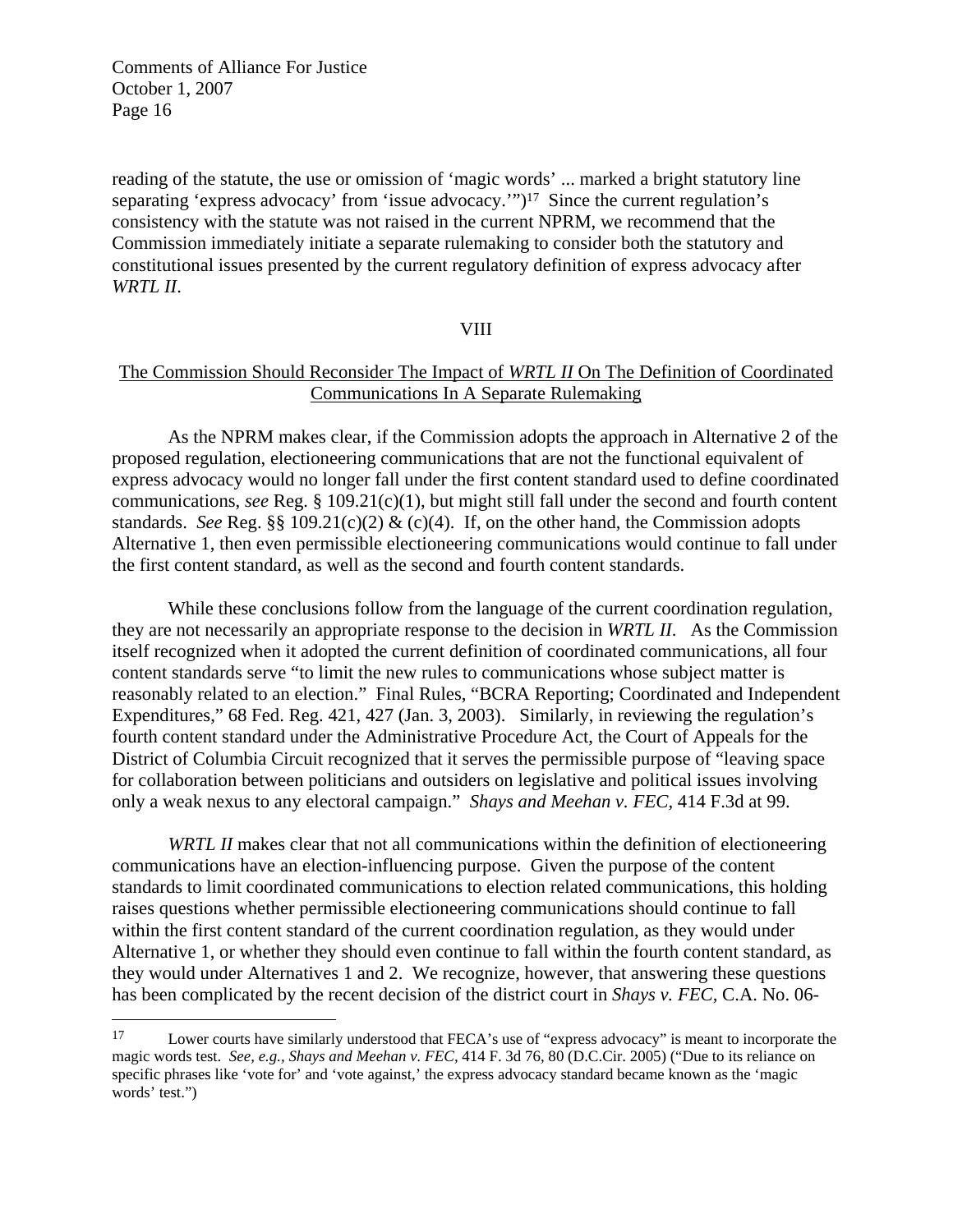reading of the statute, the use or omission of 'magic words' ... marked a bright statutory line separating 'express advocacy' from 'issue advocacy.'")[17] Since the current regulation's consistency with the statute was not raised in the current NPRM, we recommend that the Commission immediately initiate a separate rulemaking to consider both the statutory and constitutional issues presented by the current regulatory definition of express advocacy after *WRTL II*.

VIII

## The Commission Should Reconsider The Impact of *WRTL II* On The Definition of Coordinated Communications In A Separate Rulemaking

As the NPRM makes clear, if the Commission adopts the approach in Alternative 2 of the proposed regulation, electioneering communications that are not the functional equivalent of express advocacy would no longer fall under the first content standard used to define coordinated communications, *see* Reg. § 109.21(c)(1), but might still fall under the second and fourth content standards. *See* Reg. §§ 109.21(c)(2) & (c)(4). If, on the other hand, the Commission adopts Alternative 1, then even permissible electioneering communications would continue to fall under the first content standard, as well as the second and fourth content standards.

While these conclusions follow from the language of the current coordination regulation, they are not necessarily an appropriate response to the decision in *WRTL II*. As the Commission itself recognized when it adopted the current definition of coordinated communications, all four content standards serve "to limit the new rules to communications whose subject matter is reasonably related to an election." Final Rules, "BCRA Reporting; Coordinated and Independent Expenditures," 68 Fed. Reg. 421, 427 (Jan. 3, 2003). Similarly, in reviewing the regulation's fourth content standard under the Administrative Procedure Act, the Court of Appeals for the District of Columbia Circuit recognized that it serves the permissible purpose of "leaving space for collaboration between politicians and outsiders on legislative and political issues involving only a weak nexus to any electoral campaign." *Shays and Meehan v. FEC*, 414 F.3d at 99.

*WRTL II* makes clear that not all communications within the definition of electioneering communications have an election-influencing purpose. Given the purpose of the content standards to limit coordinated communications to election related communications, this holding raises questions whether permissible electioneering communications should continue to fall within the first content standard of the current coordination regulation, as they would under Alternative 1, or whether they should even continue to fall within the fourth content standard, as they would under Alternatives 1 and 2. We recognize, however, that answering these questions has been complicated by the recent decision of the district court in *Shays v. FEC*, C.A. No. 06-

---

[17] Lower courts have similarly understood that FECA's use of "express advocacy" is meant to incorporate the magic words test. *See, e.g., Shays and Meehan v. FEC*, 414 F. 3d 76, 80 (D.C.Cir. 2005) ("Due to its reliance on specific phrases like 'vote for' and 'vote against,' the express advocacy standard became known as the 'magic words' test.")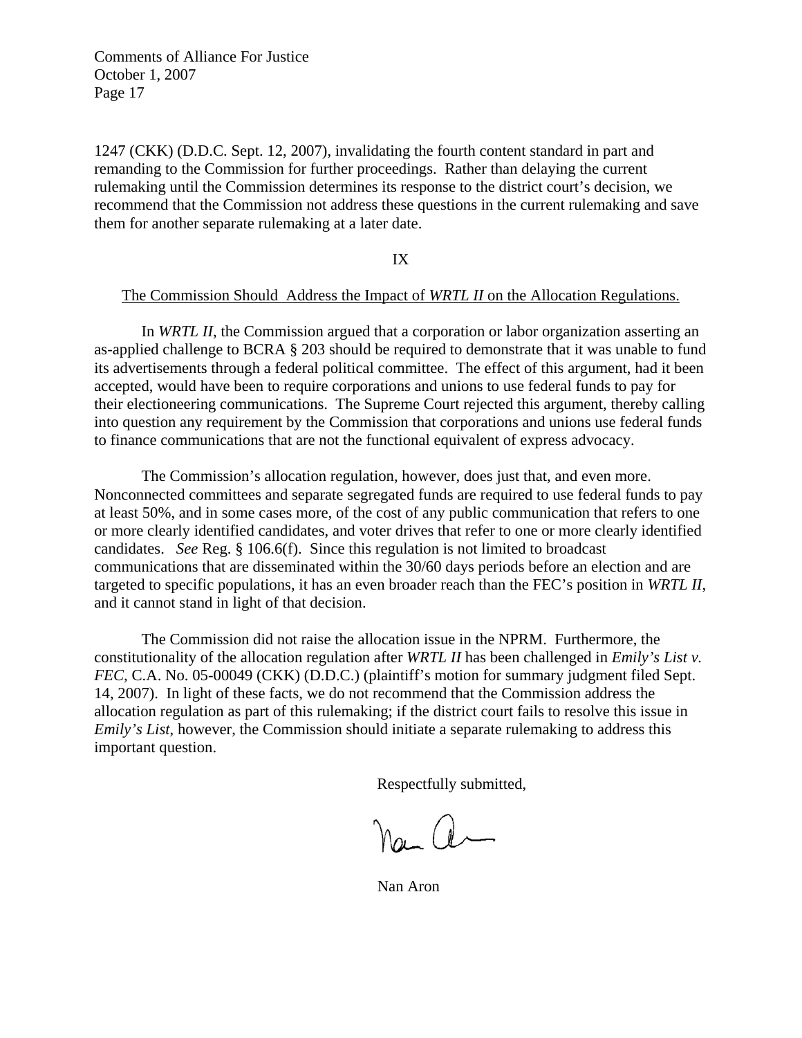1247 (CKK) (D.D.C. Sept. 12, 2007), invalidating the fourth content standard in part and remanding to the Commission for further proceedings. Rather than delaying the current rulemaking until the Commission determines its response to the district court's decision, we recommend that the Commission not address these questions in the current rulemaking and save them for another separate rulemaking at a later date.

IX

## The Commission Should Address the Impact of *WRTL II* on the Allocation Regulations.

In *WRTL II*, the Commission argued that a corporation or labor organization asserting an as-applied challenge to BCRA § 203 should be required to demonstrate that it was unable to fund its advertisements through a federal political committee. The effect of this argument, had it been accepted, would have been to require corporations and unions to use federal funds to pay for their electioneering communications. The Supreme Court rejected this argument, thereby calling into question any requirement by the Commission that corporations and unions use federal funds to finance communications that are not the functional equivalent of express advocacy.

The Commission's allocation regulation, however, does just that, and even more. Nonconnected committees and separate segregated funds are required to use federal funds to pay at least 50%, and in some cases more, of the cost of any public communication that refers to one or more clearly identified candidates, and voter drives that refer to one or more clearly identified candidates. *See* Reg. § 106.6(f). Since this regulation is not limited to broadcast communications that are disseminated within the 30/60 days periods before an election and are targeted to specific populations, it has an even broader reach than the FEC's position in *WRTL II*, and it cannot stand in light of that decision.

The Commission did not raise the allocation issue in the NPRM. Furthermore, the constitutionality of the allocation regulation after *WRTL II* has been challenged in *Emily's List v. FEC*, C.A. No. 05-00049 (CKK) (D.D.C.) (plaintiff's motion for summary judgment filed Sept. 14, 2007). In light of these facts, we do not recommend that the Commission address the allocation regulation as part of this rulemaking; if the district court fails to resolve this issue in *Emily's List*, however, the Commission should initiate a separate rulemaking to address this important question.

Respectfully submitted,

Nan Aron